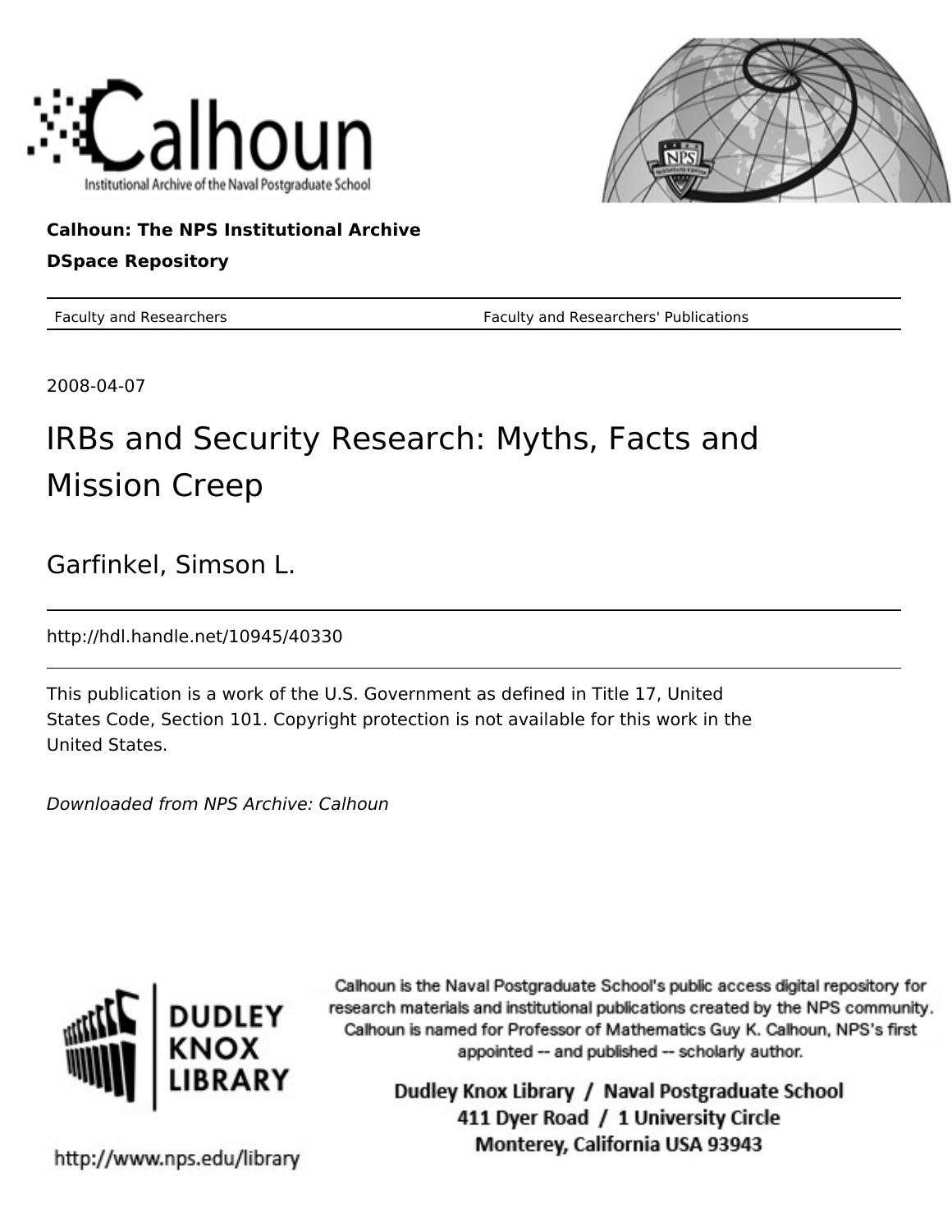Calhoun: The NPS Institutional Archive

DSpace Repository

Faculty and Researchers — Faculty and Researchers' Publications

2008-04-07

# IRBs and Security Research: Myths, Facts and Mission Creep

Garfinkel, Simson L.

http://hdl.handle.net/10945/40330

This publication is a work of the U.S. Government as defined in Title 17, United States Code, Section 101. Copyright protection is not available for this work in the United States.

*Downloaded from NPS Archive: Calhoun*

Calhoun is the Naval Postgraduate School's public access digital repository for research materials and institutional publications created by the NPS community. Calhoun is named for Professor of Mathematics Guy K. Calhoun, NPS's first appointed -- and published -- scholarly author.

Dudley Knox Library / Naval Postgraduate School
411 Dyer Road / 1 University Circle
Monterey, California USA 93943

http://www.nps.edu/library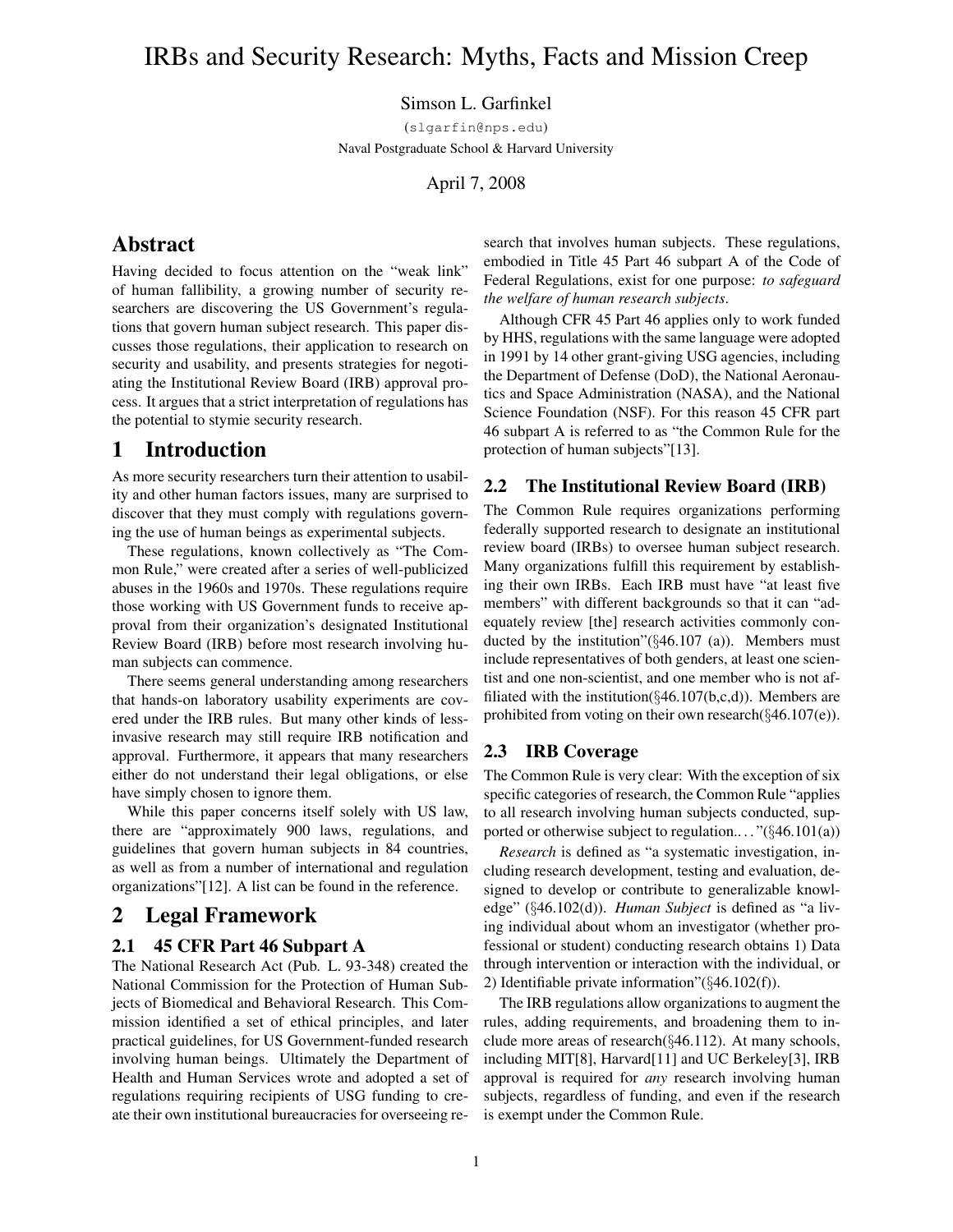# IRBs and Security Research: Myths, Facts and Mission Creep

Simson L. Garfinkel

(slgarfin@nps.edu)
Naval Postgraduate School & Harvard University

April 7, 2008

## Abstract

Having decided to focus attention on the "weak link" of human fallibility, a growing number of security researchers are discovering the US Government's regulations that govern human subject research. This paper discusses those regulations, their application to research on security and usability, and presents strategies for negotiating the Institutional Review Board (IRB) approval process. It argues that a strict interpretation of regulations has the potential to stymie security research.

## 1 Introduction

As more security researchers turn their attention to usability and other human factors issues, many are surprised to discover that they must comply with regulations governing the use of human beings as experimental subjects.

These regulations, known collectively as "The Common Rule," were created after a series of well-publicized abuses in the 1960s and 1970s. These regulations require those working with US Government funds to receive approval from their organization's designated Institutional Review Board (IRB) before most research involving human subjects can commence.

There seems general understanding among researchers that hands-on laboratory usability experiments are covered under the IRB rules. But many other kinds of less-invasive research may still require IRB notification and approval. Furthermore, it appears that many researchers either do not understand their legal obligations, or else have simply chosen to ignore them.

While this paper concerns itself solely with US law, there are "approximately 900 laws, regulations, and guidelines that govern human subjects in 84 countries, as well as from a number of international and regulation organizations"[12]. A list can be found in the reference.

## 2 Legal Framework

### 2.1 45 CFR Part 46 Subpart A

The National Research Act (Pub. L. 93-348) created the National Commission for the Protection of Human Subjects of Biomedical and Behavioral Research. This Commission identified a set of ethical principles, and later practical guidelines, for US Government-funded research involving human beings. Ultimately the Department of Health and Human Services wrote and adopted a set of regulations requiring recipients of USG funding to create their own institutional bureaucracies for overseeing research that involves human subjects. These regulations, embodied in Title 45 Part 46 subpart A of the Code of Federal Regulations, exist for one purpose: *to safeguard the welfare of human research subjects*.

Although CFR 45 Part 46 applies only to work funded by HHS, regulations with the same language were adopted in 1991 by 14 other grant-giving USG agencies, including the Department of Defense (DoD), the National Aeronautics and Space Administration (NASA), and the National Science Foundation (NSF). For this reason 45 CFR part 46 subpart A is referred to as "the Common Rule for the protection of human subjects"[13].

### 2.2 The Institutional Review Board (IRB)

The Common Rule requires organizations performing federally supported research to designate an institutional review board (IRBs) to oversee human subject research. Many organizations fulfill this requirement by establishing their own IRBs. Each IRB must have "at least five members" with different backgrounds so that it can "adequately review [the] research activities commonly conducted by the institution"(§46.107 (a)). Members must include representatives of both genders, at least one scientist and one non-scientist, and one member who is not affiliated with the institution(§46.107(b,c,d)). Members are prohibited from voting on their own research(§46.107(e)).

### 2.3 IRB Coverage

The Common Rule is very clear: With the exception of six specific categories of research, the Common Rule "applies to all research involving human subjects conducted, supported or otherwise subject to regulation.. . . "(§46.101(a))

*Research* is defined as "a systematic investigation, including research development, testing and evaluation, designed to develop or contribute to generalizable knowledge" (§46.102(d)). *Human Subject* is defined as "a living individual about whom an investigator (whether professional or student) conducting research obtains 1) Data through intervention or interaction with the individual, or 2) Identifiable private information"(§46.102(f)).

The IRB regulations allow organizations to augment the rules, adding requirements, and broadening them to include more areas of research(§46.112). At many schools, including MIT[8], Harvard[11] and UC Berkeley[3], IRB approval is required for *any* research involving human subjects, regardless of funding, and even if the research is exempt under the Common Rule.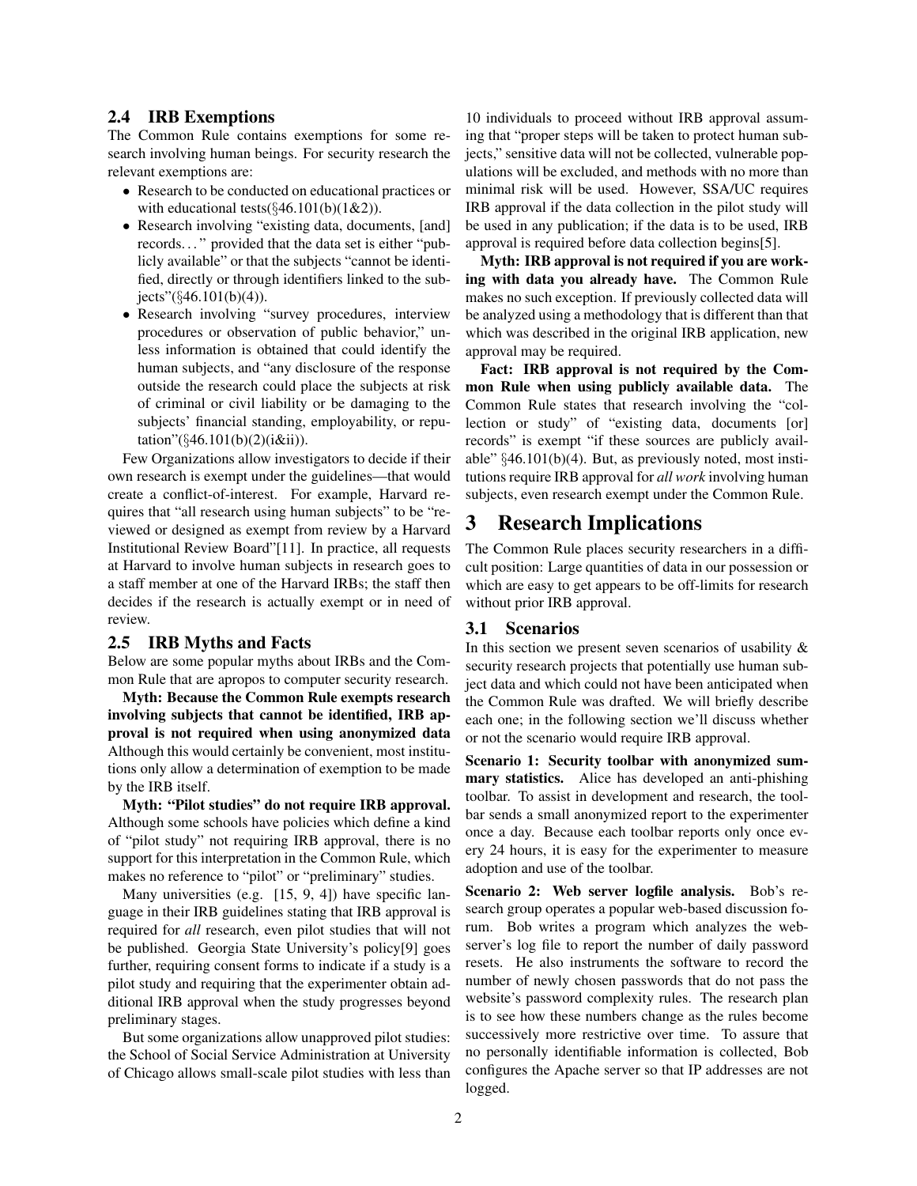### 2.4 IRB Exemptions

The Common Rule contains exemptions for some research involving human beings. For security research the relevant exemptions are:

- Research to be conducted on educational practices or with educational tests(§46.101(b)(1&2)).
- Research involving "existing data, documents, [and] records…" provided that the data set is either "publicly available" or that the subjects "cannot be identified, directly or through identifiers linked to the subjects"(§46.101(b)(4)).
- Research involving "survey procedures, interview procedures or observation of public behavior," unless information is obtained that could identify the human subjects, and "any disclosure of the response outside the research could place the subjects at risk of criminal or civil liability or be damaging to the subjects' financial standing, employability, or reputation"(§46.101(b)(2)(i&ii)).

Few Organizations allow investigators to decide if their own research is exempt under the guidelines—that would create a conflict-of-interest. For example, Harvard requires that "all research using human subjects" to be "reviewed or designed as exempt from review by a Harvard Institutional Review Board"[11]. In practice, all requests at Harvard to involve human subjects in research goes to a staff member at one of the Harvard IRBs; the staff then decides if the research is actually exempt or in need of review.

### 2.5 IRB Myths and Facts

Below are some popular myths about IRBs and the Common Rule that are apropos to computer security research.

**Myth: Because the Common Rule exempts research involving subjects that cannot be identified, IRB approval is not required when using anonymized data** Although this would certainly be convenient, most institutions only allow a determination of exemption to be made by the IRB itself.

**Myth: "Pilot studies" do not require IRB approval.** Although some schools have policies which define a kind of "pilot study" not requiring IRB approval, there is no support for this interpretation in the Common Rule, which makes no reference to "pilot" or "preliminary" studies.

Many universities (e.g. [15, 9, 4]) have specific language in their IRB guidelines stating that IRB approval is required for *all* research, even pilot studies that will not be published. Georgia State University's policy[9] goes further, requiring consent forms to indicate if a study is a pilot study and requiring that the experimenter obtain additional IRB approval when the study progresses beyond preliminary stages.

But some organizations allow unapproved pilot studies: the School of Social Service Administration at University of Chicago allows small-scale pilot studies with less than 10 individuals to proceed without IRB approval assuming that "proper steps will be taken to protect human subjects," sensitive data will not be collected, vulnerable populations will be excluded, and methods with no more than minimal risk will be used. However, SSA/UC requires IRB approval if the data collection in the pilot study will be used in any publication; if the data is to be used, IRB approval is required before data collection begins[5].

**Myth: IRB approval is not required if you are working with data you already have.** The Common Rule makes no such exception. If previously collected data will be analyzed using a methodology that is different than that which was described in the original IRB application, new approval may be required.

**Fact: IRB approval is not required by the Common Rule when using publicly available data.** The Common Rule states that research involving the "collection or study" of "existing data, documents [or] records" is exempt "if these sources are publicly available" §46.101(b)(4). But, as previously noted, most institutions require IRB approval for *all work* involving human subjects, even research exempt under the Common Rule.

# 3 Research Implications

The Common Rule places security researchers in a difficult position: Large quantities of data in our possession or which are easy to get appears to be off-limits for research without prior IRB approval.

### 3.1 Scenarios

In this section we present seven scenarios of usability & security research projects that potentially use human subject data and which could not have been anticipated when the Common Rule was drafted. We will briefly describe each one; in the following section we'll discuss whether or not the scenario would require IRB approval.

**Scenario 1: Security toolbar with anonymized summary statistics.** Alice has developed an anti-phishing toolbar. To assist in development and research, the toolbar sends a small anonymized report to the experimenter once a day. Because each toolbar reports only once every 24 hours, it is easy for the experimenter to measure adoption and use of the toolbar.

**Scenario 2: Web server logfile analysis.** Bob's research group operates a popular web-based discussion forum. Bob writes a program which analyzes the webserver's log file to report the number of daily password resets. He also instruments the software to record the number of newly chosen passwords that do not pass the website's password complexity rules. The research plan is to see how these numbers change as the rules become successively more restrictive over time. To assure that no personally identifiable information is collected, Bob configures the Apache server so that IP addresses are not logged.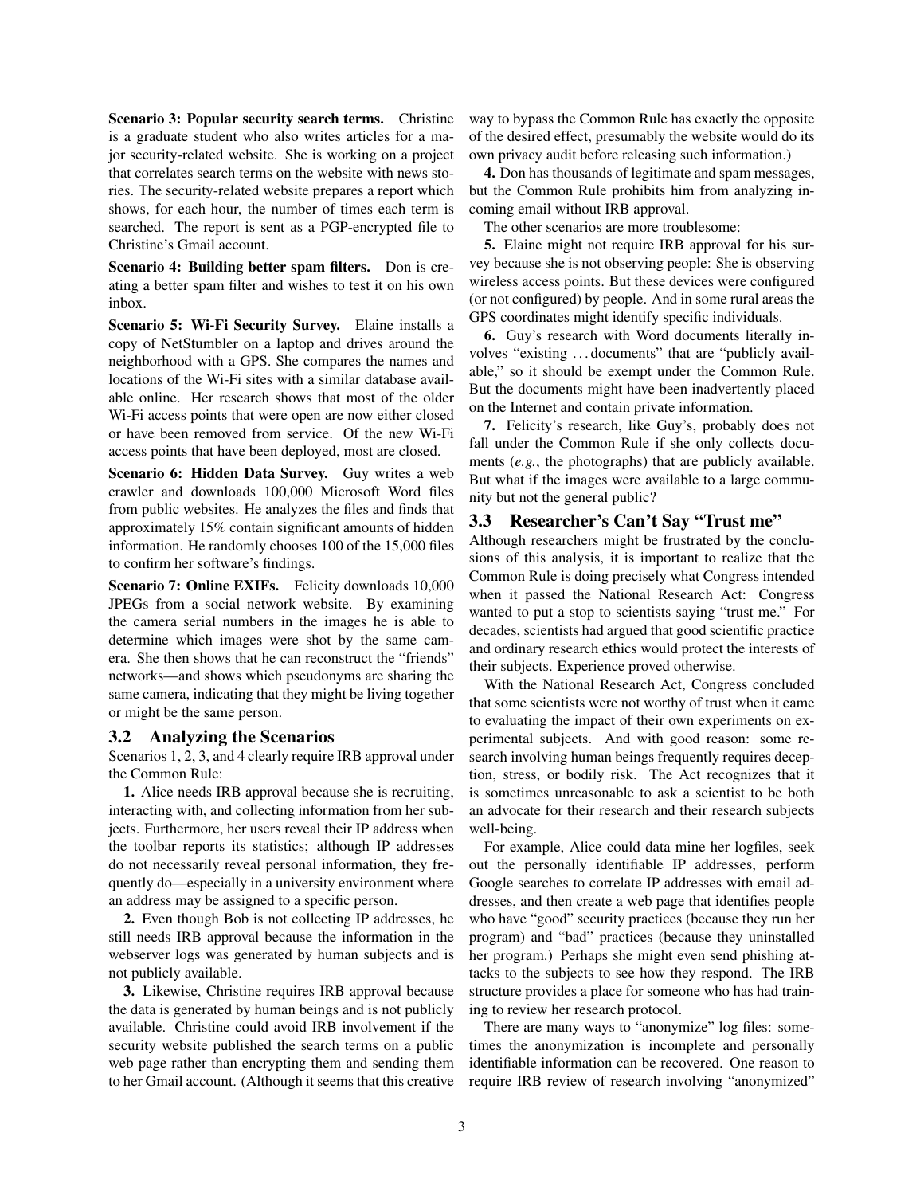**Scenario 3: Popular security search terms.** Christine is a graduate student who also writes articles for a major security-related website. She is working on a project that correlates search terms on the website with news stories. The security-related website prepares a report which shows, for each hour, the number of times each term is searched. The report is sent as a PGP-encrypted file to Christine's Gmail account.

**Scenario 4: Building better spam filters.** Don is creating a better spam filter and wishes to test it on his own inbox.

**Scenario 5: Wi-Fi Security Survey.** Elaine installs a copy of NetStumbler on a laptop and drives around the neighborhood with a GPS. She compares the names and locations of the Wi-Fi sites with a similar database available online. Her research shows that most of the older Wi-Fi access points that were open are now either closed or have been removed from service. Of the new Wi-Fi access points that have been deployed, most are closed.

**Scenario 6: Hidden Data Survey.** Guy writes a web crawler and downloads 100,000 Microsoft Word files from public websites. He analyzes the files and finds that approximately 15% contain significant amounts of hidden information. He randomly chooses 100 of the 15,000 files to confirm her software's findings.

**Scenario 7: Online EXIFs.** Felicity downloads 10,000 JPEGs from a social network website. By examining the camera serial numbers in the images he is able to determine which images were shot by the same camera. She then shows that he can reconstruct the "friends" networks—and shows which pseudonyms are sharing the same camera, indicating that they might be living together or might be the same person.

### 3.2 Analyzing the Scenarios

Scenarios 1, 2, 3, and 4 clearly require IRB approval under the Common Rule:

**1.** Alice needs IRB approval because she is recruiting, interacting with, and collecting information from her subjects. Furthermore, her users reveal their IP address when the toolbar reports its statistics; although IP addresses do not necessarily reveal personal information, they frequently do—especially in a university environment where an address may be assigned to a specific person.

**2.** Even though Bob is not collecting IP addresses, he still needs IRB approval because the information in the webserver logs was generated by human subjects and is not publicly available.

**3.** Likewise, Christine requires IRB approval because the data is generated by human beings and is not publicly available. Christine could avoid IRB involvement if the security website published the search terms on a public web page rather than encrypting them and sending them to her Gmail account. (Although it seems that this creative way to bypass the Common Rule has exactly the opposite of the desired effect, presumably the website would do its own privacy audit before releasing such information.)

**4.** Don has thousands of legitimate and spam messages, but the Common Rule prohibits him from analyzing incoming email without IRB approval.

The other scenarios are more troublesome:

**5.** Elaine might not require IRB approval for his survey because she is not observing people: She is observing wireless access points. But these devices were configured (or not configured) by people. And in some rural areas the GPS coordinates might identify specific individuals.

**6.** Guy's research with Word documents literally involves "existing . . . documents" that are "publicly available," so it should be exempt under the Common Rule. But the documents might have been inadvertently placed on the Internet and contain private information.

**7.** Felicity's research, like Guy's, probably does not fall under the Common Rule if she only collects documents (*e.g.*, the photographs) that are publicly available. But what if the images were available to a large community but not the general public?

### 3.3 Researcher's Can't Say "Trust me"

Although researchers might be frustrated by the conclusions of this analysis, it is important to realize that the Common Rule is doing precisely what Congress intended when it passed the National Research Act: Congress wanted to put a stop to scientists saying "trust me." For decades, scientists had argued that good scientific practice and ordinary research ethics would protect the interests of their subjects. Experience proved otherwise.

With the National Research Act, Congress concluded that some scientists were not worthy of trust when it came to evaluating the impact of their own experiments on experimental subjects. And with good reason: some research involving human beings frequently requires deception, stress, or bodily risk. The Act recognizes that it is sometimes unreasonable to ask a scientist to be both an advocate for their research and their research subjects well-being.

For example, Alice could data mine her logfiles, seek out the personally identifiable IP addresses, perform Google searches to correlate IP addresses with email addresses, and then create a web page that identifies people who have "good" security practices (because they run her program) and "bad" practices (because they uninstalled her program.) Perhaps she might even send phishing attacks to the subjects to see how they respond. The IRB structure provides a place for someone who has had training to review her research protocol.

There are many ways to "anonymize" log files: sometimes the anonymization is incomplete and personally identifiable information can be recovered. One reason to require IRB review of research involving "anonymized"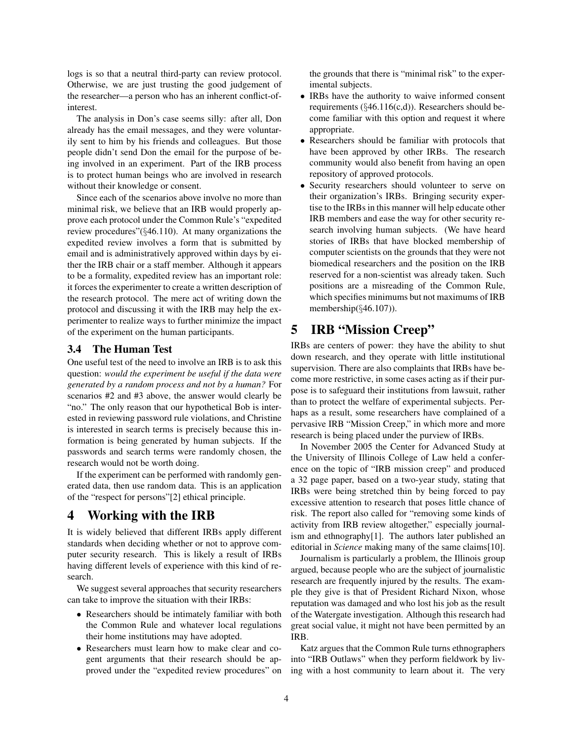logs is so that a neutral third-party can review protocol. Otherwise, we are just trusting the good judgement of the researcher—a person who has an inherent conflict-of-interest.

The analysis in Don's case seems silly: after all, Don already has the email messages, and they were voluntarily sent to him by his friends and colleagues. But those people didn't send Don the email for the purpose of being involved in an experiment. Part of the IRB process is to protect human beings who are involved in research without their knowledge or consent.

Since each of the scenarios above involve no more than minimal risk, we believe that an IRB would properly approve each protocol under the Common Rule's "expedited review procedures"(§46.110). At many organizations the expedited review involves a form that is submitted by email and is administratively approved within days by either the IRB chair or a staff member. Although it appears to be a formality, expedited review has an important role: it forces the experimenter to create a written description of the research protocol. The mere act of writing down the protocol and discussing it with the IRB may help the experimenter to realize ways to further minimize the impact of the experiment on the human participants.

### 3.4 The Human Test

One useful test of the need to involve an IRB is to ask this question: *would the experiment be useful if the data were generated by a random process and not by a human?* For scenarios #2 and #3 above, the answer would clearly be "no." The only reason that our hypothetical Bob is interested in reviewing password rule violations, and Christine is interested in search terms is precisely because this information is being generated by human subjects. If the passwords and search terms were randomly chosen, the research would not be worth doing.

If the experiment can be performed with randomly generated data, then use random data. This is an application of the "respect for persons"[2] ethical principle.

## 4 Working with the IRB

It is widely believed that different IRBs apply different standards when deciding whether or not to approve computer security research. This is likely a result of IRBs having different levels of experience with this kind of research.

We suggest several approaches that security researchers can take to improve the situation with their IRBs:

- Researchers should be intimately familiar with both the Common Rule and whatever local regulations their home institutions may have adopted.
- Researchers must learn how to make clear and cogent arguments that their research should be approved under the "expedited review procedures" on the grounds that there is "minimal risk" to the experimental subjects.
- IRBs have the authority to waive informed consent requirements (§46.116(c,d)). Researchers should become familiar with this option and request it where appropriate.
- Researchers should be familiar with protocols that have been approved by other IRBs. The research community would also benefit from having an open repository of approved protocols.
- Security researchers should volunteer to serve on their organization's IRBs. Bringing security expertise to the IRBs in this manner will help educate other IRB members and ease the way for other security research involving human subjects. (We have heard stories of IRBs that have blocked membership of computer scientists on the grounds that they were not biomedical researchers and the position on the IRB reserved for a non-scientist was already taken. Such positions are a misreading of the Common Rule, which specifies minimums but not maximums of IRB membership(§46.107)).

## 5 IRB "Mission Creep"

IRBs are centers of power: they have the ability to shut down research, and they operate with little institutional supervision. There are also complaints that IRBs have become more restrictive, in some cases acting as if their purpose is to safeguard their institutions from lawsuit, rather than to protect the welfare of experimental subjects. Perhaps as a result, some researchers have complained of a pervasive IRB "Mission Creep," in which more and more research is being placed under the purview of IRBs.

In November 2005 the Center for Advanced Study at the University of Illinois College of Law held a conference on the topic of "IRB mission creep" and produced a 32 page paper, based on a two-year study, stating that IRBs were being stretched thin by being forced to pay excessive attention to research that poses little chance of risk. The report also called for "removing some kinds of activity from IRB review altogether," especially journalism and ethnography[1]. The authors later published an editorial in *Science* making many of the same claims[10].

Journalism is particularly a problem, the Illinois group argued, because people who are the subject of journalistic research are frequently injured by the results. The example they give is that of President Richard Nixon, whose reputation was damaged and who lost his job as the result of the Watergate investigation. Although this research had great social value, it might not have been permitted by an IRB.

Katz argues that the Common Rule turns ethnographers into "IRB Outlaws" when they perform fieldwork by living with a host community to learn about it. The very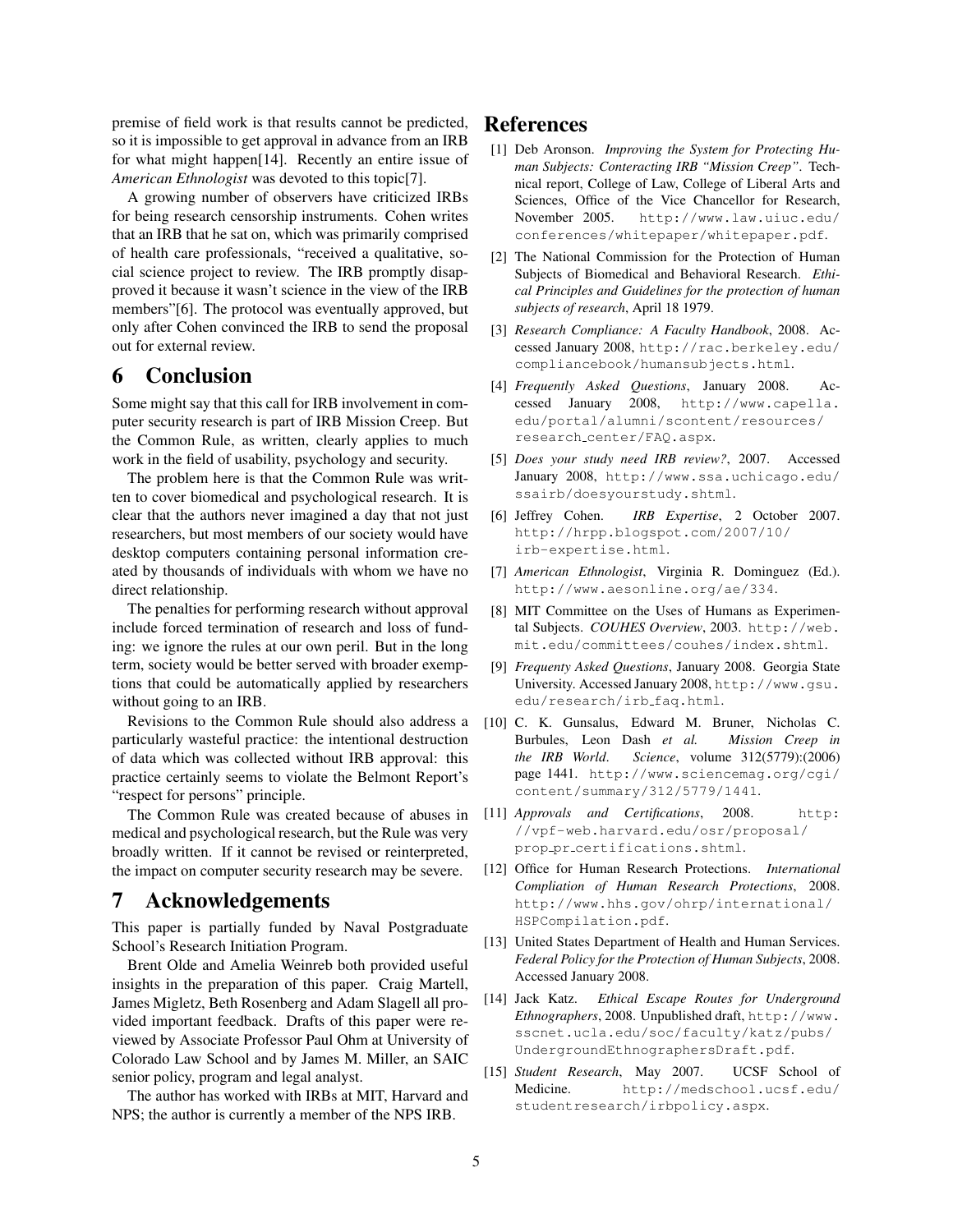premise of field work is that results cannot be predicted, so it is impossible to get approval in advance from an IRB for what might happen[14]. Recently an entire issue of *American Ethnologist* was devoted to this topic[7].

A growing number of observers have criticized IRBs for being research censorship instruments. Cohen writes that an IRB that he sat on, which was primarily comprised of health care professionals, "received a qualitative, social science project to review. The IRB promptly disapproved it because it wasn't science in the view of the IRB members"[6]. The protocol was eventually approved, but only after Cohen convinced the IRB to send the proposal out for external review.

## 6 Conclusion

Some might say that this call for IRB involvement in computer security research is part of IRB Mission Creep. But the Common Rule, as written, clearly applies to much work in the field of usability, psychology and security.

The problem here is that the Common Rule was written to cover biomedical and psychological research. It is clear that the authors never imagined a day that not just researchers, but most members of our society would have desktop computers containing personal information created by thousands of individuals with whom we have no direct relationship.

The penalties for performing research without approval include forced termination of research and loss of funding: we ignore the rules at our own peril. But in the long term, society would be better served with broader exemptions that could be automatically applied by researchers without going to an IRB.

Revisions to the Common Rule should also address a particularly wasteful practice: the intentional destruction of data which was collected without IRB approval: this practice certainly seems to violate the Belmont Report's "respect for persons" principle.

The Common Rule was created because of abuses in medical and psychological research, but the Rule was very broadly written. If it cannot be revised or reinterpreted, the impact on computer security research may be severe.

## 7 Acknowledgements

This paper is partially funded by Naval Postgraduate School's Research Initiation Program.

Brent Olde and Amelia Weinreb both provided useful insights in the preparation of this paper. Craig Martell, James Migletz, Beth Rosenberg and Adam Slagell all provided important feedback. Drafts of this paper were reviewed by Associate Professor Paul Ohm at University of Colorado Law School and by James M. Miller, an SAIC senior policy, program and legal analyst.

The author has worked with IRBs at MIT, Harvard and NPS; the author is currently a member of the NPS IRB.

## References

[1] Deb Aronson. *Improving the System for Protecting Human Subjects: Conteracting IRB "Mission Creep"*. Technical report, College of Law, College of Liberal Arts and Sciences, Office of the Vice Chancellor for Research, November 2005. http://www.law.uiuc.edu/conferences/whitepaper/whitepaper.pdf.

[2] The National Commission for the Protection of Human Subjects of Biomedical and Behavioral Research. *Ethical Principles and Guidelines for the protection of human subjects of research*, April 18 1979.

[3] *Research Compliance: A Faculty Handbook*, 2008. Accessed January 2008, http://rac.berkeley.edu/compliancebook/humansubjects.html.

[4] *Frequently Asked Questions*, January 2008. Accessed January 2008, http://www.capella.edu/portal/alumni/scontent/resources/research_center/FAQ.aspx.

[5] *Does your study need IRB review?*, 2007. Accessed January 2008, http://www.ssa.uchicago.edu/ssairb/doesyourstudy.shtml.

[6] Jeffrey Cohen. *IRB Expertise*, 2 October 2007. http://hrpp.blogspot.com/2007/10/irb-expertise.html.

[7] *American Ethnologist*, Virginia R. Dominguez (Ed.). http://www.aesonline.org/ae/334.

[8] MIT Committee on the Uses of Humans as Experimental Subjects. *COUHES Overview*, 2003. http://web.mit.edu/committees/couhes/index.shtml.

[9] *Frequenty Asked Questions*, January 2008. Georgia State University. Accessed January 2008, http://www.gsu.edu/research/irb_faq.html.

[10] C. K. Gunsalus, Edward M. Bruner, Nicholas C. Burbules, Leon Dash *et al. Mission Creep in the IRB World*. *Science*, volume 312(5779):(2006) page 1441. http://www.sciencemag.org/cgi/content/summary/312/5779/1441.

[11] *Approvals and Certifications*, 2008. http://vpf-web.harvard.edu/osr/proposal/prop_pr_certifications.shtml.

[12] Office for Human Research Protections. *International Compliation of Human Research Protections*, 2008. http://www.hhs.gov/ohrp/international/HSPCompilation.pdf.

[13] United States Department of Health and Human Services. *Federal Policy for the Protection of Human Subjects*, 2008. Accessed January 2008.

[14] Jack Katz. *Ethical Escape Routes for Underground Ethnographers*, 2008. Unpublished draft, http://www.sscnet.ucla.edu/soc/faculty/katz/pubs/UndergroundEthnographersDraft.pdf.

[15] *Student Research*, May 2007. UCSF School of Medicine. http://medschool.ucsf.edu/studentresearch/irbpolicy.aspx.